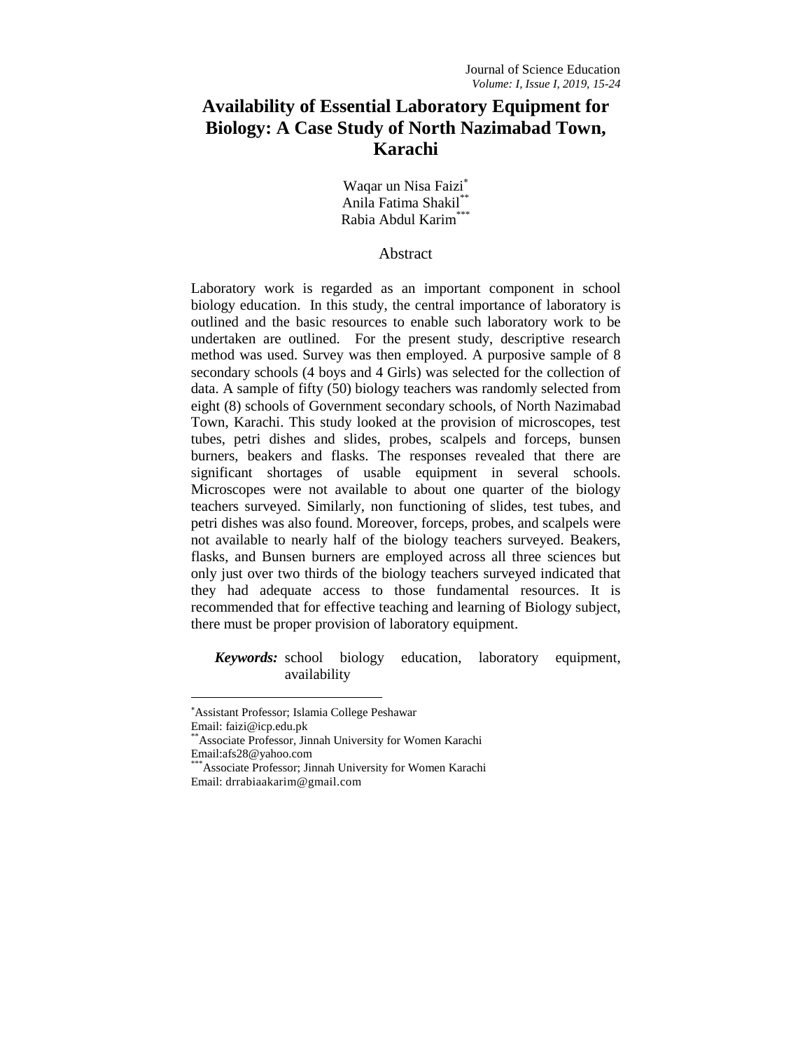# Availability of Essential Laboratory Equipment for Biology: A Case Study of North Nazimabad Town, Karachi

Waqar un Nisa Faizi[*]
Anila Fatima Shakil[**]
Rabia Abdul Karim[***]

## Abstract

Laboratory work is regarded as an important component in school biology education. In this study, the central importance of laboratory is outlined and the basic resources to enable such laboratory work to be undertaken are outlined. For the present study, descriptive research method was used. Survey was then employed. A purposive sample of 8 secondary schools (4 boys and 4 Girls) was selected for the collection of data. A sample of fifty (50) biology teachers was randomly selected from eight (8) schools of Government secondary schools, of North Nazimabad Town, Karachi. This study looked at the provision of microscopes, test tubes, petri dishes and slides, probes, scalpels and forceps, bunsen burners, beakers and flasks. The responses revealed that there are significant shortages of usable equipment in several schools. Microscopes were not available to about one quarter of the biology teachers surveyed. Similarly, non functioning of slides, test tubes, and petri dishes was also found. Moreover, forceps, probes, and scalpels were not available to nearly half of the biology teachers surveyed. Beakers, flasks, and Bunsen burners are employed across all three sciences but only just over two thirds of the biology teachers surveyed indicated that they had adequate access to those fundamental resources. It is recommended that for effective teaching and learning of Biology subject, there must be proper provision of laboratory equipment.

***Keywords:*** school biology education, laboratory equipment, availability

---

[*] Assistant Professor; Islamia College Peshawar
Email: faizi@icp.edu.pk

[**] Associate Professor, Jinnah University for Women Karachi
Email:afs28@yahoo.com

[***] Associate Professor; Jinnah University for Women Karachi
Email: drrabiaakarim@gmail.com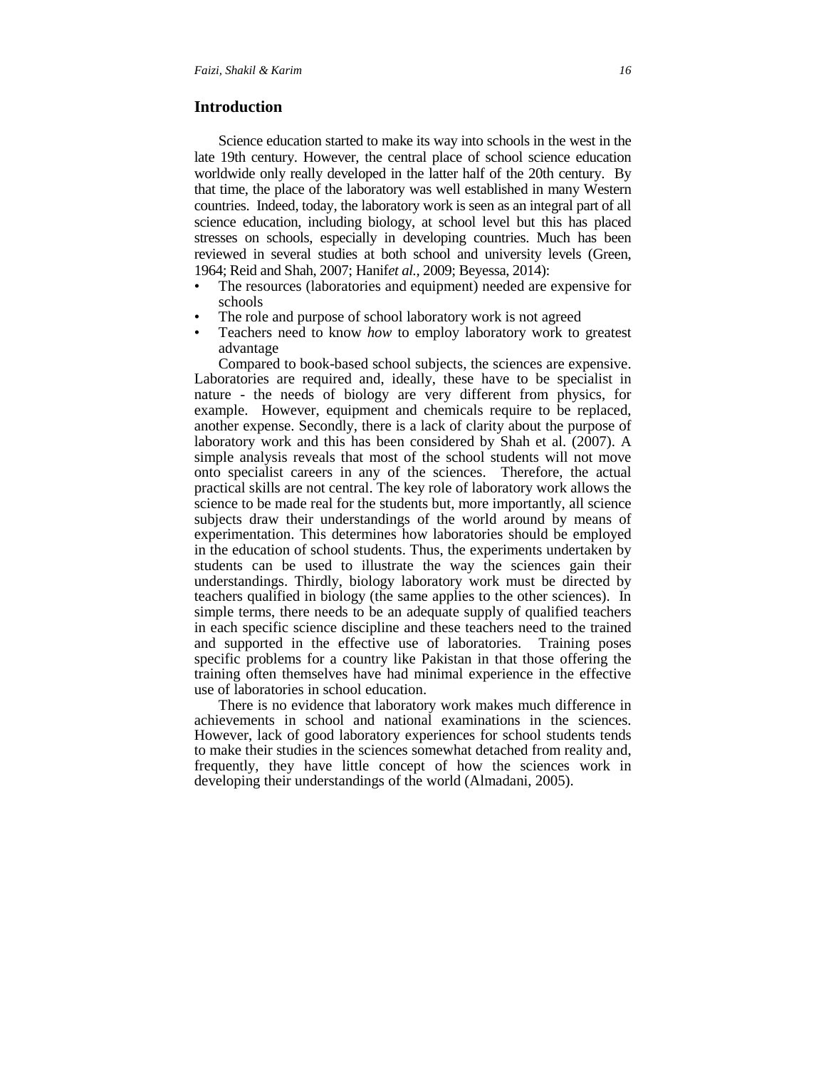## Introduction

Science education started to make its way into schools in the west in the late 19th century. However, the central place of school science education worldwide only really developed in the latter half of the 20th century. By that time, the place of the laboratory was well established in many Western countries. Indeed, today, the laboratory work is seen as an integral part of all science education, including biology, at school level but this has placed stresses on schools, especially in developing countries. Much has been reviewed in several studies at both school and university levels (Green, 1964; Reid and Shah, 2007; Hanif*et al.,* 2009; Beyessa, 2014):

- The resources (laboratories and equipment) needed are expensive for schools
- The role and purpose of school laboratory work is not agreed
- Teachers need to know *how* to employ laboratory work to greatest advantage

Compared to book-based school subjects, the sciences are expensive. Laboratories are required and, ideally, these have to be specialist in nature - the needs of biology are very different from physics, for example. However, equipment and chemicals require to be replaced, another expense. Secondly, there is a lack of clarity about the purpose of laboratory work and this has been considered by Shah et al. (2007). A simple analysis reveals that most of the school students will not move onto specialist careers in any of the sciences. Therefore, the actual practical skills are not central. The key role of laboratory work allows the science to be made real for the students but, more importantly, all science subjects draw their understandings of the world around by means of experimentation. This determines how laboratories should be employed in the education of school students. Thus, the experiments undertaken by students can be used to illustrate the way the sciences gain their understandings. Thirdly, biology laboratory work must be directed by teachers qualified in biology (the same applies to the other sciences). In simple terms, there needs to be an adequate supply of qualified teachers in each specific science discipline and these teachers need to the trained and supported in the effective use of laboratories. Training poses specific problems for a country like Pakistan in that those offering the training often themselves have had minimal experience in the effective use of laboratories in school education.

There is no evidence that laboratory work makes much difference in achievements in school and national examinations in the sciences. However, lack of good laboratory experiences for school students tends to make their studies in the sciences somewhat detached from reality and, frequently, they have little concept of how the sciences work in developing their understandings of the world (Almadani, 2005).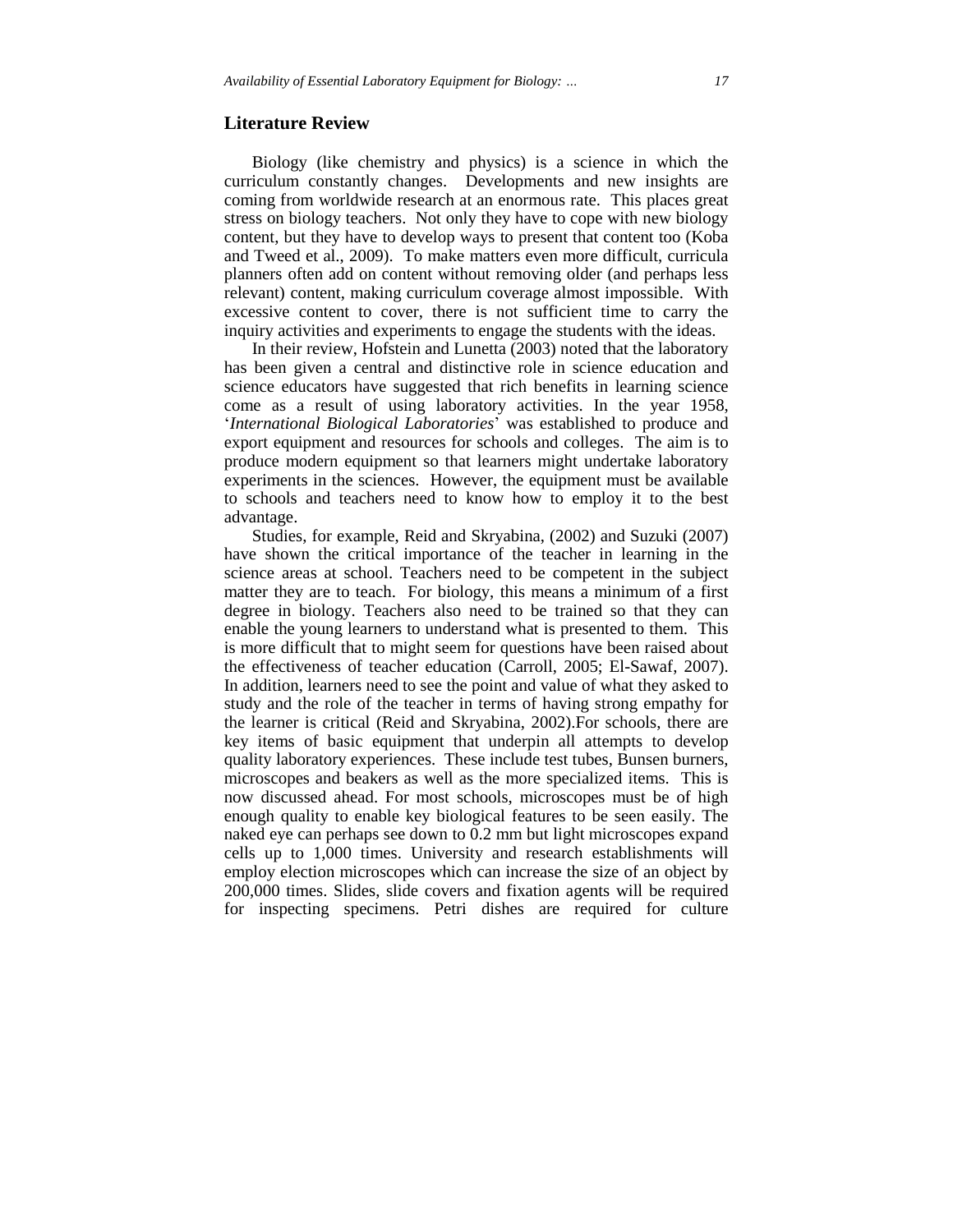## Literature Review

Biology (like chemistry and physics) is a science in which the curriculum constantly changes. Developments and new insights are coming from worldwide research at an enormous rate. This places great stress on biology teachers. Not only they have to cope with new biology content, but they have to develop ways to present that content too (Koba and Tweed et al., 2009). To make matters even more difficult, curricula planners often add on content without removing older (and perhaps less relevant) content, making curriculum coverage almost impossible. With excessive content to cover, there is not sufficient time to carry the inquiry activities and experiments to engage the students with the ideas.

In their review, Hofstein and Lunetta (2003) noted that the laboratory has been given a central and distinctive role in science education and science educators have suggested that rich benefits in learning science come as a result of using laboratory activities. In the year 1958, '*International Biological Laboratories*' was established to produce and export equipment and resources for schools and colleges. The aim is to produce modern equipment so that learners might undertake laboratory experiments in the sciences. However, the equipment must be available to schools and teachers need to know how to employ it to the best advantage.

Studies, for example, Reid and Skryabina, (2002) and Suzuki (2007) have shown the critical importance of the teacher in learning in the science areas at school. Teachers need to be competent in the subject matter they are to teach. For biology, this means a minimum of a first degree in biology. Teachers also need to be trained so that they can enable the young learners to understand what is presented to them. This is more difficult that to might seem for questions have been raised about the effectiveness of teacher education (Carroll, 2005; El-Sawaf, 2007). In addition, learners need to see the point and value of what they asked to study and the role of the teacher in terms of having strong empathy for the learner is critical (Reid and Skryabina, 2002).For schools, there are key items of basic equipment that underpin all attempts to develop quality laboratory experiences. These include test tubes, Bunsen burners, microscopes and beakers as well as the more specialized items. This is now discussed ahead. For most schools, microscopes must be of high enough quality to enable key biological features to be seen easily. The naked eye can perhaps see down to 0.2 mm but light microscopes expand cells up to 1,000 times. University and research establishments will employ election microscopes which can increase the size of an object by 200,000 times. Slides, slide covers and fixation agents will be required for inspecting specimens. Petri dishes are required for culture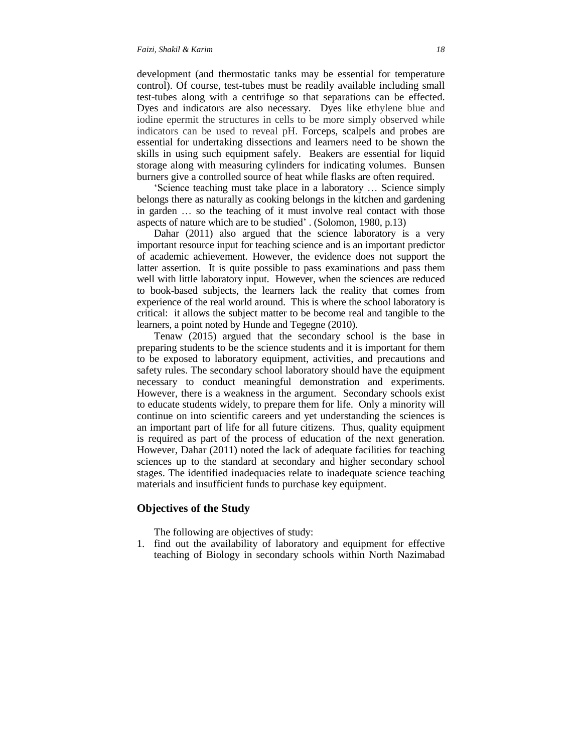development (and thermostatic tanks may be essential for temperature control). Of course, test-tubes must be readily available including small test-tubes along with a centrifuge so that separations can be effected. Dyes and indicators are also necessary. Dyes like ethylene blue and iodine epermit the structures in cells to be more simply observed while indicators can be used to reveal pH. Forceps, scalpels and probes are essential for undertaking dissections and learners need to be shown the skills in using such equipment safely. Beakers are essential for liquid storage along with measuring cylinders for indicating volumes. Bunsen burners give a controlled source of heat while flasks are often required.

'Science teaching must take place in a laboratory … Science simply belongs there as naturally as cooking belongs in the kitchen and gardening in garden … so the teaching of it must involve real contact with those aspects of nature which are to be studied' . (Solomon, 1980, p.13)

Dahar (2011) also argued that the science laboratory is a very important resource input for teaching science and is an important predictor of academic achievement. However, the evidence does not support the latter assertion. It is quite possible to pass examinations and pass them well with little laboratory input. However, when the sciences are reduced to book-based subjects, the learners lack the reality that comes from experience of the real world around. This is where the school laboratory is critical: it allows the subject matter to be become real and tangible to the learners, a point noted by Hunde and Tegegne (2010).

Tenaw (2015) argued that the secondary school is the base in preparing students to be the science students and it is important for them to be exposed to laboratory equipment, activities, and precautions and safety rules. The secondary school laboratory should have the equipment necessary to conduct meaningful demonstration and experiments. However, there is a weakness in the argument. Secondary schools exist to educate students widely, to prepare them for life. Only a minority will continue on into scientific careers and yet understanding the sciences is an important part of life for all future citizens. Thus, quality equipment is required as part of the process of education of the next generation. However, Dahar (2011) noted the lack of adequate facilities for teaching sciences up to the standard at secondary and higher secondary school stages. The identified inadequacies relate to inadequate science teaching materials and insufficient funds to purchase key equipment.

## Objectives of the Study

The following are objectives of study:

1. find out the availability of laboratory and equipment for effective teaching of Biology in secondary schools within North Nazimabad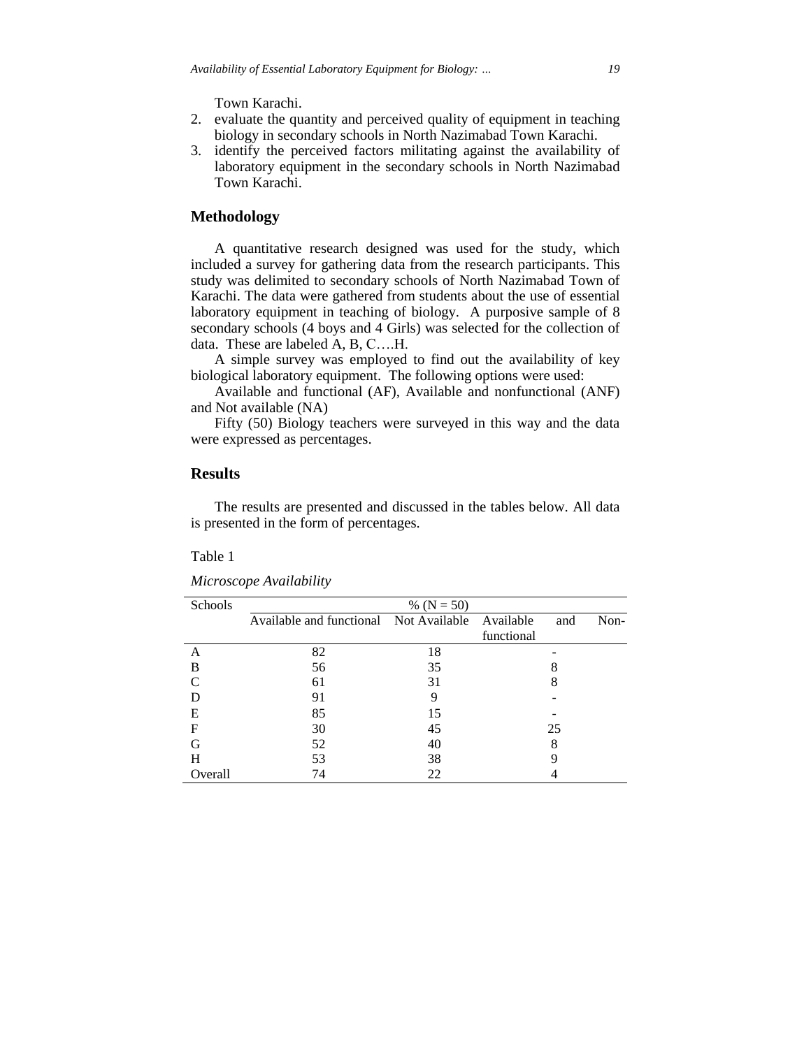Town Karachi.

2. evaluate the quantity and perceived quality of equipment in teaching biology in secondary schools in North Nazimabad Town Karachi.
3. identify the perceived factors militating against the availability of laboratory equipment in the secondary schools in North Nazimabad Town Karachi.

## Methodology

A quantitative research designed was used for the study, which included a survey for gathering data from the research participants. This study was delimited to secondary schools of North Nazimabad Town of Karachi. The data were gathered from students about the use of essential laboratory equipment in teaching of biology. A purposive sample of 8 secondary schools (4 boys and 4 Girls) was selected for the collection of data. These are labeled A, B, C….H.

A simple survey was employed to find out the availability of key biological laboratory equipment. The following options were used:

Available and functional (AF), Available and nonfunctional (ANF) and Not available (NA)

Fifty (50) Biology teachers were surveyed in this way and the data were expressed as percentages.

## Results

The results are presented and discussed in the tables below. All data is presented in the form of percentages.

Table 1

*Microscope Availability*

| Schools | % (N = 50) | | |
|---|---|---|---|
| | Available and functional | Not Available | Available and Non-functional |
| A | 82 | 18 | - |
| B | 56 | 35 | 8 |
| C | 61 | 31 | 8 |
| D | 91 | 9 | - |
| E | 85 | 15 | - |
| F | 30 | 45 | 25 |
| G | 52 | 40 | 8 |
| H | 53 | 38 | 9 |
| Overall | 74 | 22 | 4 |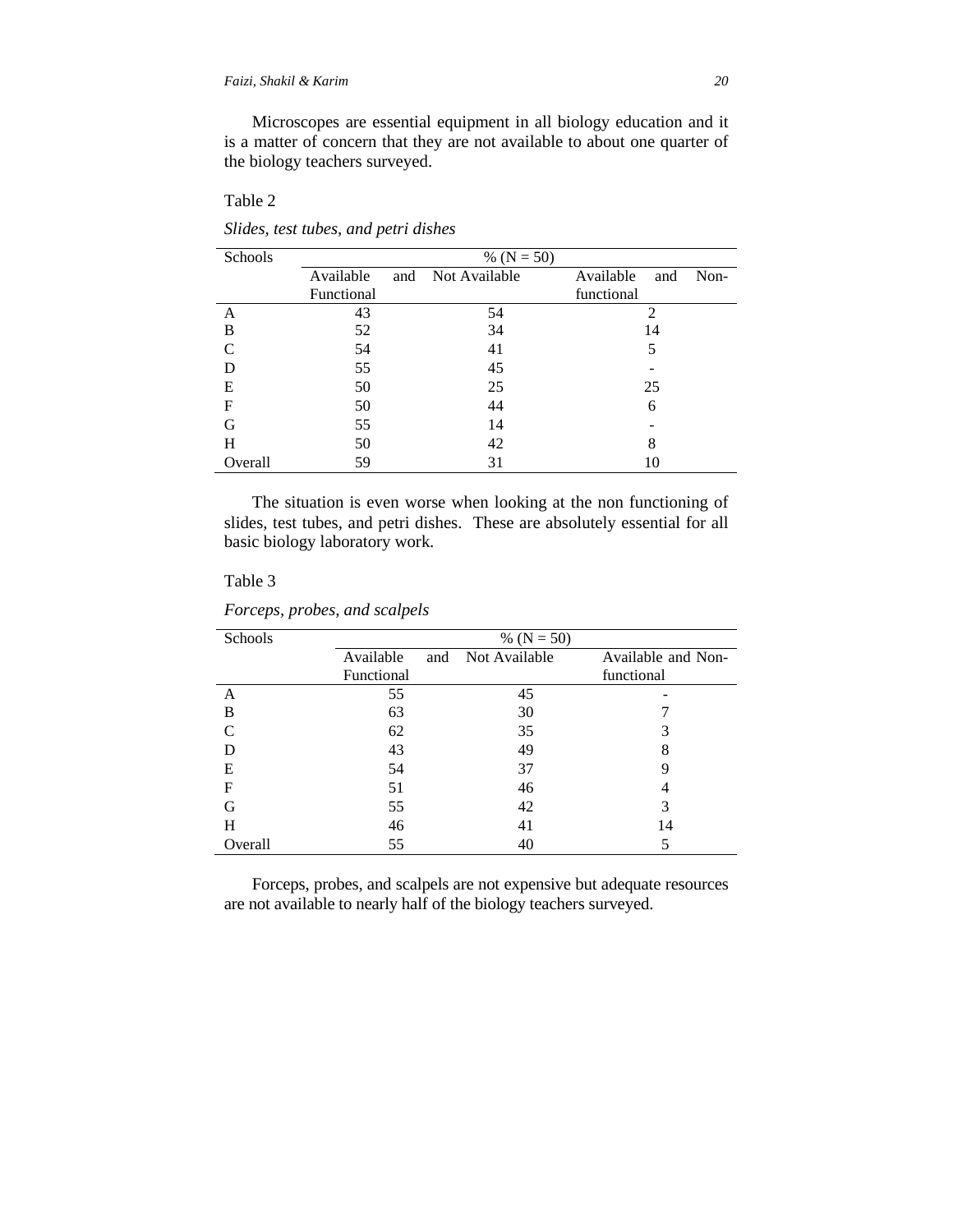Microscopes are essential equipment in all biology education and it is a matter of concern that they are not available to about one quarter of the biology teachers surveyed.

Table 2

*Slides, test tubes, and petri dishes*

| Schools | % (N = 50) | | |
|---|---|---|---|
| | Available and Functional | Not Available | Available and Non-functional |
| A | 43 | 54 | 2 |
| B | 52 | 34 | 14 |
| C | 54 | 41 | 5 |
| D | 55 | 45 | - |
| E | 50 | 25 | 25 |
| F | 50 | 44 | 6 |
| G | 55 | 14 | - |
| H | 50 | 42 | 8 |
| Overall | 59 | 31 | 10 |

The situation is even worse when looking at the non functioning of slides, test tubes, and petri dishes. These are absolutely essential for all basic biology laboratory work.

Table 3

*Forceps, probes, and scalpels*

| Schools | % (N = 50) | | |
|---|---|---|---|
| | Available and Functional | Not Available | Available and Non-functional |
| A | 55 | 45 | - |
| B | 63 | 30 | 7 |
| C | 62 | 35 | 3 |
| D | 43 | 49 | 8 |
| E | 54 | 37 | 9 |
| F | 51 | 46 | 4 |
| G | 55 | 42 | 3 |
| H | 46 | 41 | 14 |
| Overall | 55 | 40 | 5 |

Forceps, probes, and scalpels are not expensive but adequate resources are not available to nearly half of the biology teachers surveyed.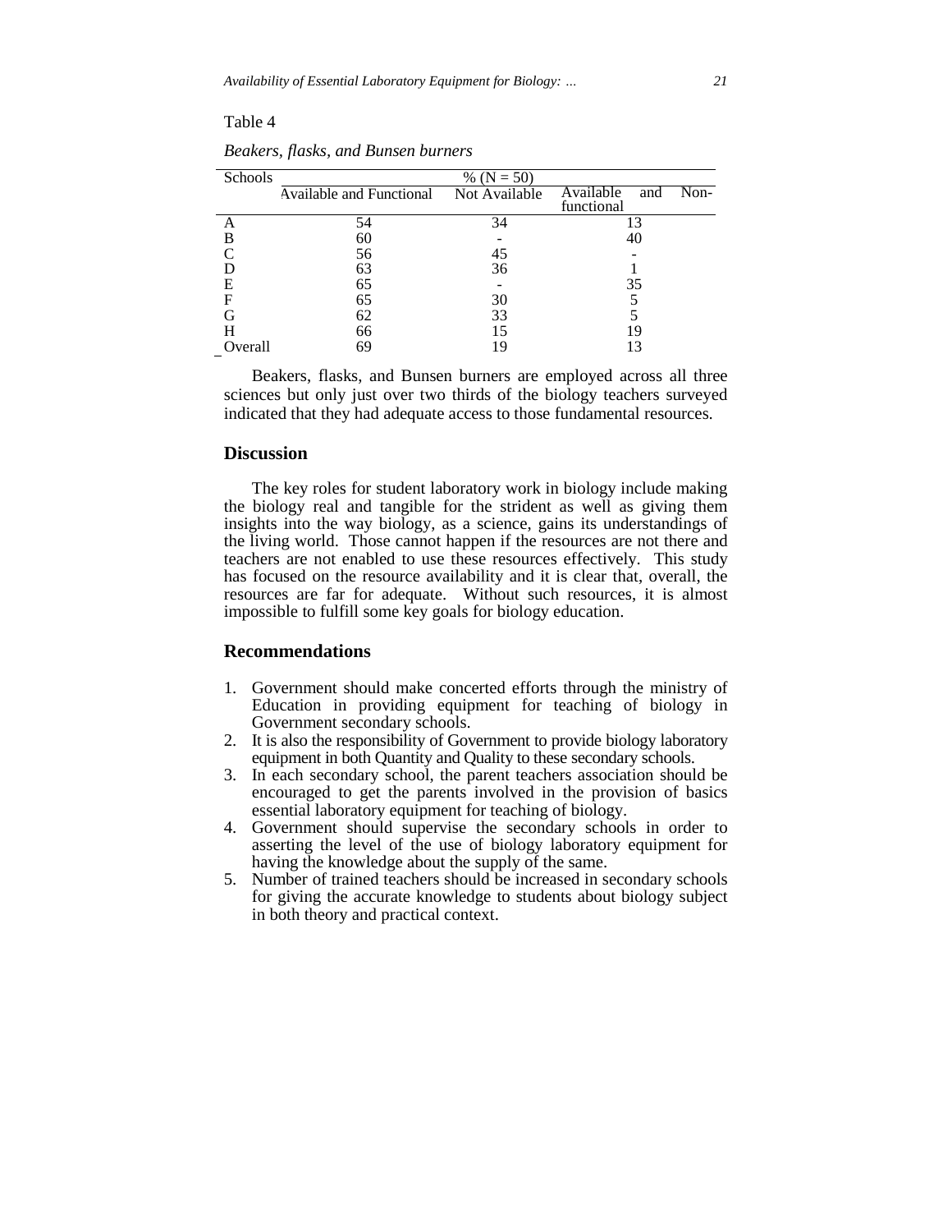Table 4

*Beakers, flasks, and Bunsen burners*

| Schools | % (N = 50) | | |
|---|---|---|---|
| | Available and Functional | Not Available | Available and Non-functional |
| A | 54 | 34 | 13 |
| B | 60 | - | 40 |
| C | 56 | 45 | - |
| D | 63 | 36 | 1 |
| E | 65 | - | 35 |
| F | 65 | 30 | 5 |
| G | 62 | 33 | 5 |
| H | 66 | 15 | 19 |
| Overall | 69 | 19 | 13 |

Beakers, flasks, and Bunsen burners are employed across all three sciences but only just over two thirds of the biology teachers surveyed indicated that they had adequate access to those fundamental resources.

## Discussion

The key roles for student laboratory work in biology include making the biology real and tangible for the strident as well as giving them insights into the way biology, as a science, gains its understandings of the living world. Those cannot happen if the resources are not there and teachers are not enabled to use these resources effectively. This study has focused on the resource availability and it is clear that, overall, the resources are far for adequate. Without such resources, it is almost impossible to fulfill some key goals for biology education.

## Recommendations

1. Government should make concerted efforts through the ministry of Education in providing equipment for teaching of biology in Government secondary schools.
2. It is also the responsibility of Government to provide biology laboratory equipment in both Quantity and Quality to these secondary schools.
3. In each secondary school, the parent teachers association should be encouraged to get the parents involved in the provision of basics essential laboratory equipment for teaching of biology.
4. Government should supervise the secondary schools in order to asserting the level of the use of biology laboratory equipment for having the knowledge about the supply of the same.
5. Number of trained teachers should be increased in secondary schools for giving the accurate knowledge to students about biology subject in both theory and practical context.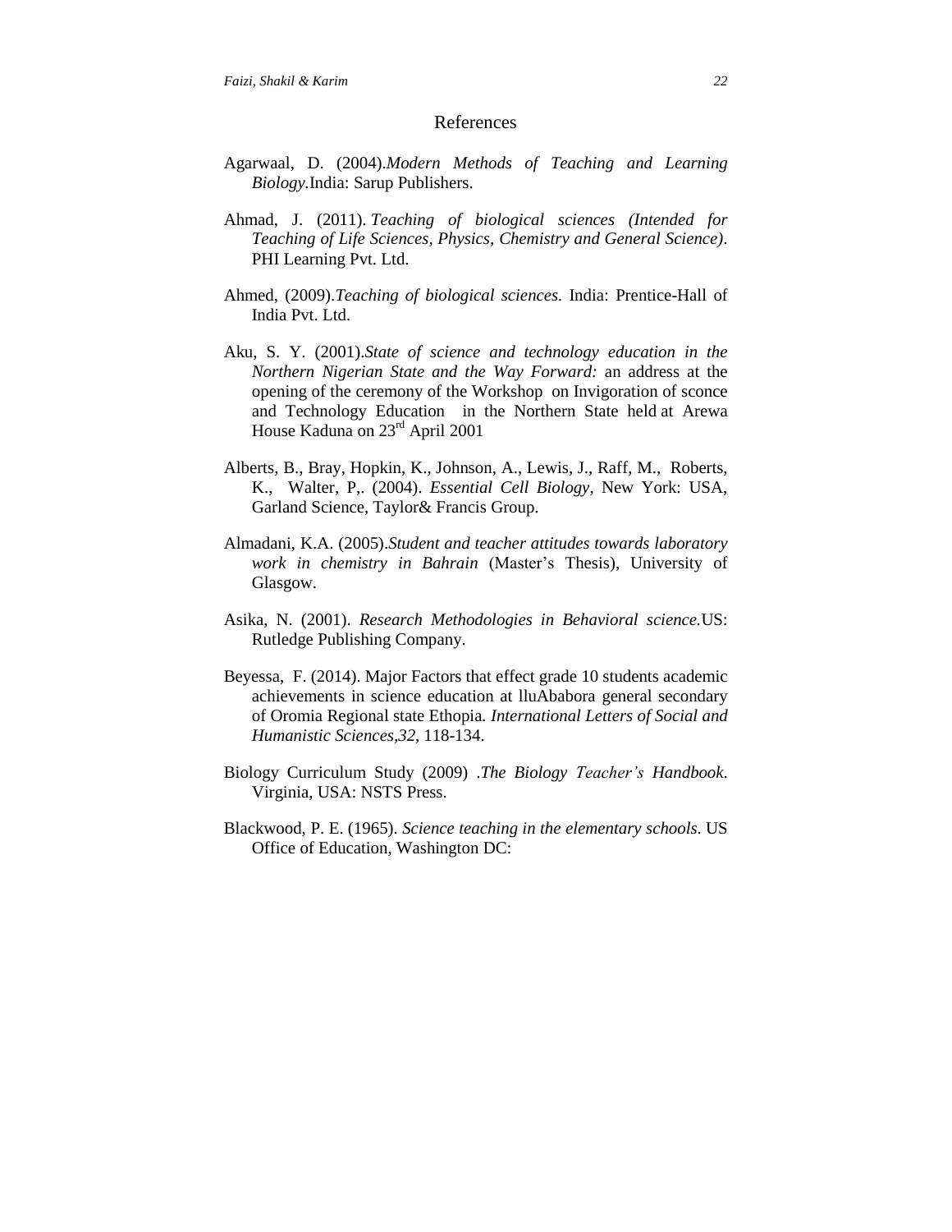## References

Agarwaal, D. (2004).*Modern Methods of Teaching and Learning Biology.*India: Sarup Publishers.

Ahmad, J. (2011). *Teaching of biological sciences (Intended for Teaching of Life Sciences, Physics, Chemistry and General Science)*. PHI Learning Pvt. Ltd.

Ahmed, (2009).*Teaching of biological sciences.* India: Prentice-Hall of India Pvt. Ltd.

Aku, S. Y. (2001).*State of science and technology education in the Northern Nigerian State and the Way Forward:* an address at the opening of the ceremony of the Workshop on Invigoration of sconce and Technology Education in the Northern State held at Arewa House Kaduna on 23rd April 2001

Alberts, B., Bray, Hopkin, K., Johnson, A., Lewis, J., Raff, M., Roberts, K., Walter, P,. (2004). *Essential Cell Biology*, New York: USA, Garland Science, Taylor& Francis Group.

Almadani, K.A. (2005).*Student and teacher attitudes towards laboratory work in chemistry in Bahrain* (Master's Thesis), University of Glasgow.

Asika, N. (2001). *Research Methodologies in Behavioral science.*US: Rutledge Publishing Company.

Beyessa, F. (2014). Major Factors that effect grade 10 students academic achievements in science education at lluAbabora general secondary of Oromia Regional state Ethopia*. International Letters of Social and Humanistic Sciences*,*32*, 118-134.

Biology Curriculum Study (2009) .*The Biology Teacher's Handbook*. Virginia, USA: NSTS Press.

Blackwood, P. E. (1965). *Science teaching in the elementary schools*. US Office of Education, Washington DC: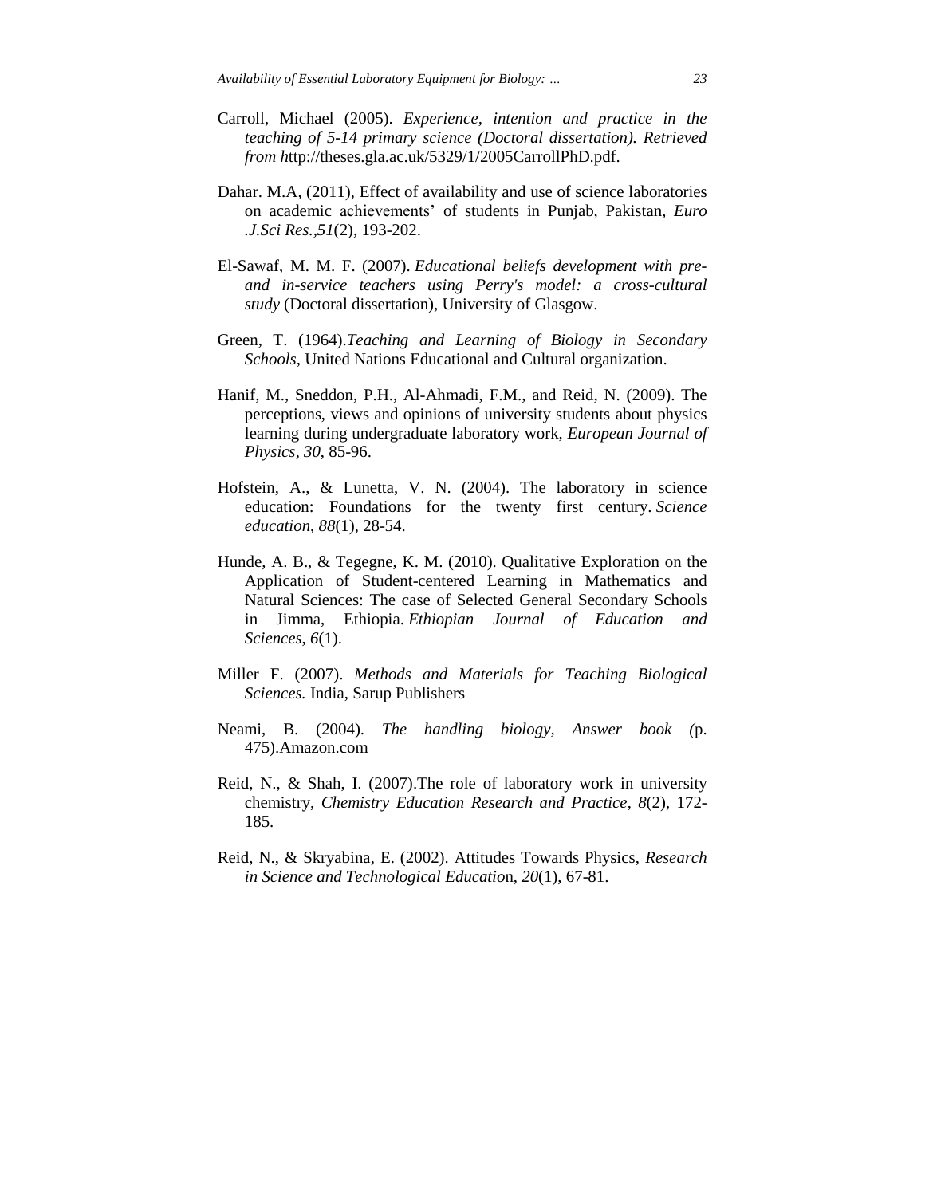Carroll, Michael (2005). *Experience, intention and practice in the teaching of 5-14 primary science (Doctoral dissertation). Retrieved from h*ttp://theses.gla.ac.uk/5329/1/2005CarrollPhD.pdf.

Dahar. M.A, (2011), Effect of availability and use of science laboratories on academic achievements' of students in Punjab, Pakistan, *Euro .J.Sci Res.,51*(2), 193-202.

El-Sawaf, M. M. F. (2007). *Educational beliefs development with pre- and in-service teachers using Perry's model: a cross-cultural study* (Doctoral dissertation), University of Glasgow.

Green, T. (1964).*Teaching and Learning of Biology in Secondary Schools*, United Nations Educational and Cultural organization.

Hanif, M., Sneddon, P.H., Al-Ahmadi, F.M., and Reid, N. (2009). The perceptions, views and opinions of university students about physics learning during undergraduate laboratory work, *European Journal of Physics*, *30*, 85-96.

Hofstein, A., & Lunetta, V. N. (2004). The laboratory in science education: Foundations for the twenty first century. *Science education*, *88*(1), 28-54.

Hunde, A. B., & Tegegne, K. M. (2010). Qualitative Exploration on the Application of Student-centered Learning in Mathematics and Natural Sciences: The case of Selected General Secondary Schools in Jimma, Ethiopia. *Ethiopian Journal of Education and Sciences*, *6*(1).

Miller F. (2007). *Methods and Materials for Teaching Biological Sciences.* India, Sarup Publishers

Neami, B. (2004). *The handling biology, Answer book (*p. 475).Amazon.com

Reid, N., & Shah, I. (2007).The role of laboratory work in university chemistry, *Chemistry Education Research and Practice*, *8*(2), 172-185.

Reid, N., & Skryabina, E. (2002). Attitudes Towards Physics, *Research in Science and Technological Educatio*n, *20*(1), 67-81.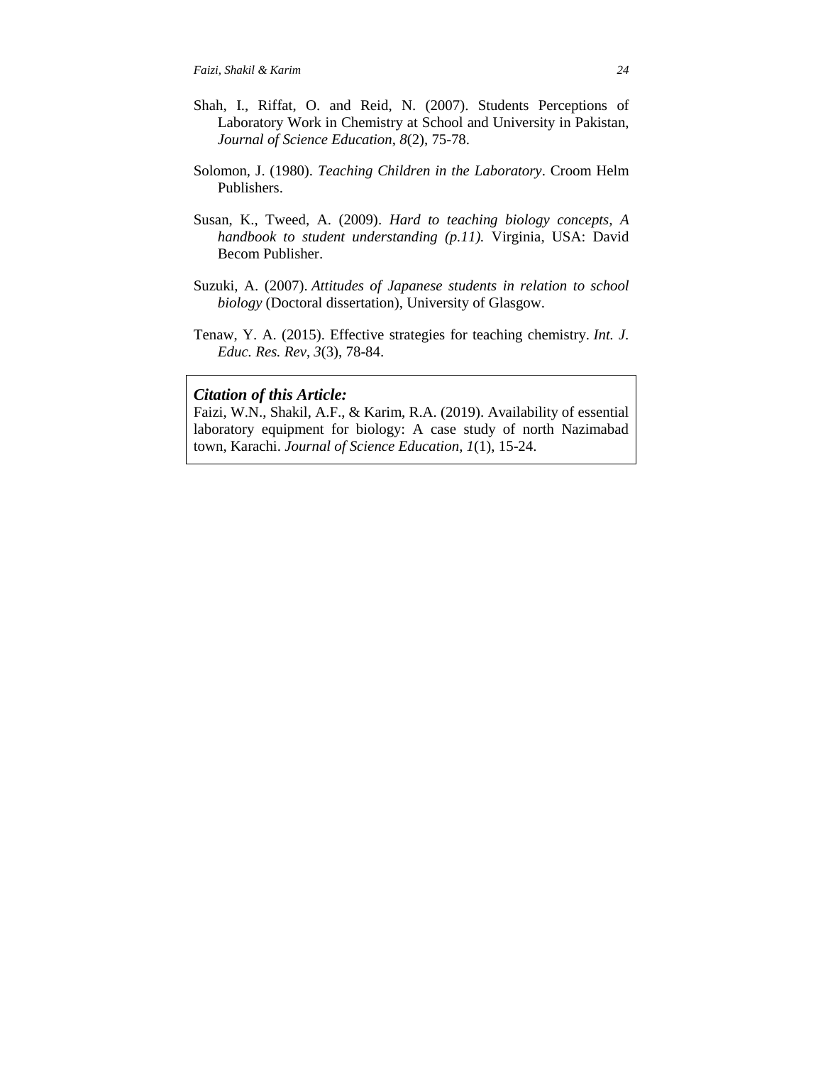Shah, I., Riffat, O. and Reid, N. (2007). Students Perceptions of Laboratory Work in Chemistry at School and University in Pakistan, *Journal of Science Education*, *8*(2), 75-78.

Solomon, J. (1980). *Teaching Children in the Laboratory*. Croom Helm Publishers.

Susan, K., Tweed, A. (2009). *Hard to teaching biology concepts, A handbook to student understanding (p.11).* Virginia, USA: David Becom Publisher.

Suzuki, A. (2007). *Attitudes of Japanese students in relation to school biology* (Doctoral dissertation), University of Glasgow.

Tenaw, Y. A. (2015). Effective strategies for teaching chemistry. *Int. J. Educ. Res. Rev*, *3*(3), 78-84.

***Citation of this Article:***

Faizi, W.N., Shakil, A.F., & Karim, R.A. (2019). Availability of essential laboratory equipment for biology: A case study of north Nazimabad town, Karachi. *Journal of Science Education, 1*(1), 15-24.